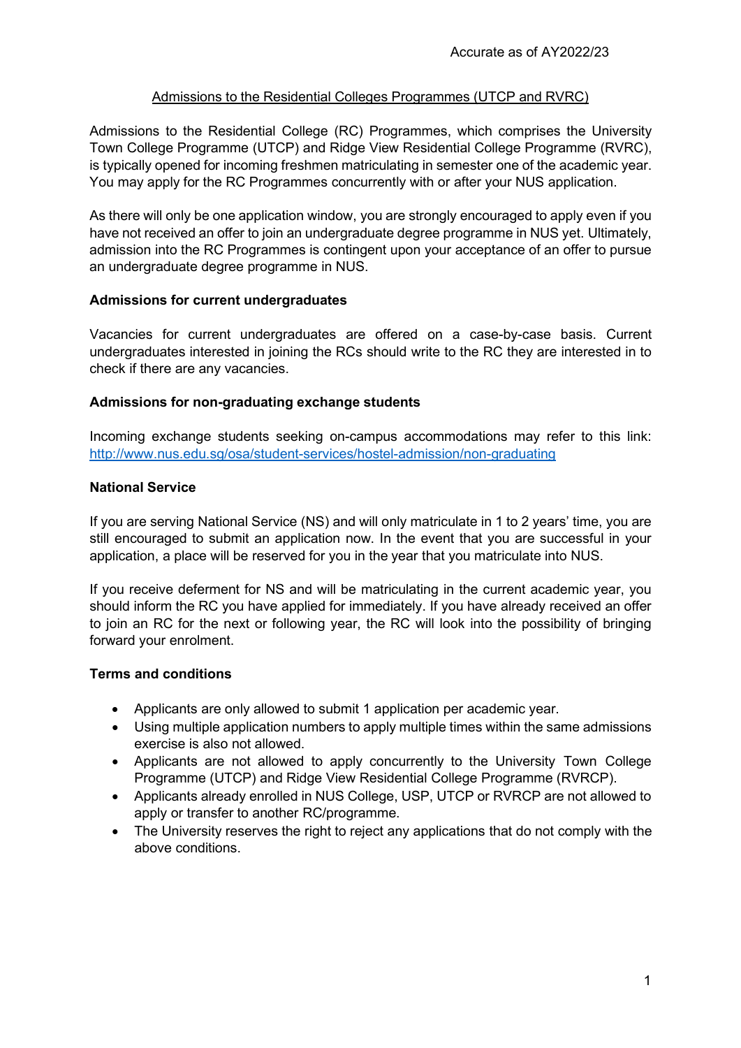Accurate as of AY2022/23

# Admissions to the Residential Colleges Programmes (UTCP and RVRC)

Admissions to the Residential College (RC) Programmes, which comprises the University Town College Programme (UTCP) and Ridge View Residential College Programme (RVRC), is typically opened for incoming freshmen matriculating in semester one of the academic year. You may apply for the RC Programmes concurrently with or after your NUS application.

As there will only be one application window, you are strongly encouraged to apply even if you have not received an offer to join an undergraduate degree programme in NUS yet. Ultimately, admission into the RC Programmes is contingent upon your acceptance of an offer to pursue an undergraduate degree programme in NUS.

## Admissions for current undergraduates

Vacancies for current undergraduates are offered on a case-by-case basis. Current undergraduates interested in joining the RCs should write to the RC they are interested in to check if there are any vacancies.

## Admissions for non-graduating exchange students

Incoming exchange students seeking on-campus accommodations may refer to this link: [http://www.nus.edu.sg/osa/student-services/hostel-admission/non-graduating](http://www.nus.edu.sg/osa/student-services/hostel-admission/non-graduating)

## National Service

If you are serving National Service (NS) and will only matriculate in 1 to 2 years' time, you are still encouraged to submit an application now. In the event that you are successful in your application, a place will be reserved for you in the year that you matriculate into NUS.

If you receive deferment for NS and will be matriculating in the current academic year, you should inform the RC you have applied for immediately. If you have already received an offer to join an RC for the next or following year, the RC will look into the possibility of bringing forward your enrolment.

## Terms and conditions

- Applicants are only allowed to submit 1 application per academic year.
- Using multiple application numbers to apply multiple times within the same admissions exercise is also not allowed.
- Applicants are not allowed to apply concurrently to the University Town College Programme (UTCP) and Ridge View Residential College Programme (RVRCP).
- Applicants already enrolled in NUS College, USP, UTCP or RVRCP are not allowed to apply or transfer to another RC/programme.
- The University reserves the right to reject any applications that do not comply with the above conditions.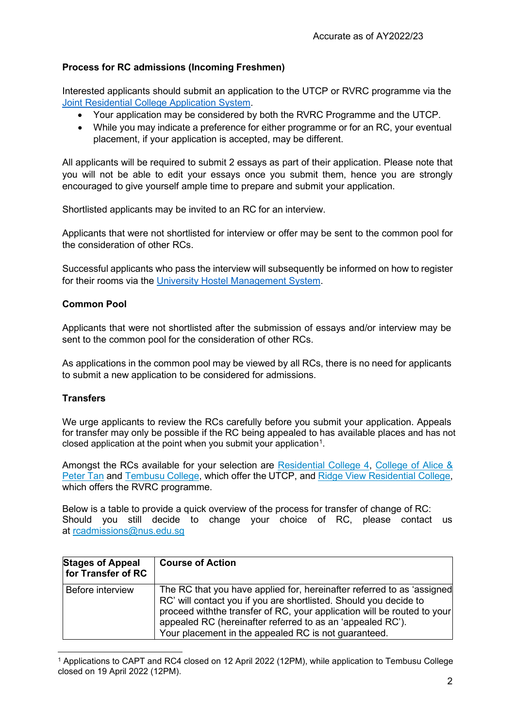Accurate as of AY2022/23

**Process for RC admissions (Incoming Freshmen)**

Interested applicants should submit an application to the UTCP or RVRC programme via the Joint Residential College Application System.

- Your application may be considered by both the RVRC Programme and the UTCP.
- While you may indicate a preference for either programme or for an RC, your eventual placement, if your application is accepted, may be different.

All applicants will be required to submit 2 essays as part of their application. Please note that you will not be able to edit your essays once you submit them, hence you are strongly encouraged to give yourself ample time to prepare and submit your application.

Shortlisted applicants may be invited to an RC for an interview.

Applicants that were not shortlisted for interview or offer may be sent to the common pool for the consideration of other RCs.

Successful applicants who pass the interview will subsequently be informed on how to register for their rooms via the University Hostel Management System.

**Common Pool**

Applicants that were not shortlisted after the submission of essays and/or interview may be sent to the common pool for the consideration of other RCs.

As applications in the common pool may be viewed by all RCs, there is no need for applicants to submit a new application to be considered for admissions.

**Transfers**

We urge applicants to review the RCs carefully before you submit your application. Appeals for transfer may only be possible if the RC being appealed to has available places and has not closed application at the point when you submit your application[1].

Amongst the RCs available for your selection are Residential College 4, College of Alice & Peter Tan and Tembusu College, which offer the UTCP, and Ridge View Residential College, which offers the RVRC programme.

Below is a table to provide a quick overview of the process for transfer of change of RC:
Should you still decide to change your choice of RC, please contact us at rcadmissions@nus.edu.sg

| Stages of Appeal for Transfer of RC | Course of Action |
|---|---|
| Before interview | The RC that you have applied for, hereinafter referred to as 'assigned RC' will contact you if you are shortlisted. Should you decide to proceed withthe transfer of RC, your application will be routed to your appealed RC (hereinafter referred to as an 'appealed RC'). Your placement in the appealed RC is not guaranteed. |

[1] Applications to CAPT and RC4 closed on 12 April 2022 (12PM), while application to Tembusu College closed on 19 April 2022 (12PM).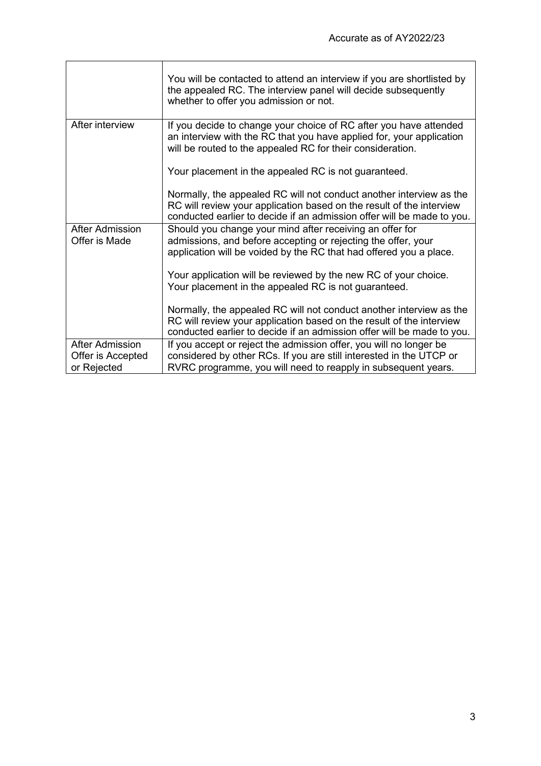| | |
|---|---|
| | You will be contacted to attend an interview if you are shortlisted by the appealed RC. The interview panel will decide subsequently whether to offer you admission or not. |
| After interview | If you decide to change your choice of RC after you have attended an interview with the RC that you have applied for, your application will be routed to the appealed RC for their consideration.<br><br>Your placement in the appealed RC is not guaranteed.<br><br>Normally, the appealed RC will not conduct another interview as the RC will review your application based on the result of the interview conducted earlier to decide if an admission offer will be made to you. |
| After Admission Offer is Made | Should you change your mind after receiving an offer for admissions, and before accepting or rejecting the offer, your application will be voided by the RC that had offered you a place.<br><br>Your application will be reviewed by the new RC of your choice. Your placement in the appealed RC is not guaranteed.<br><br>Normally, the appealed RC will not conduct another interview as the RC will review your application based on the result of the interview conducted earlier to decide if an admission offer will be made to you. |
| After Admission Offer is Accepted or Rejected | If you accept or reject the admission offer, you will no longer be considered by other RCs. If you are still interested in the UTCP or RVRC programme, you will need to reapply in subsequent years. |